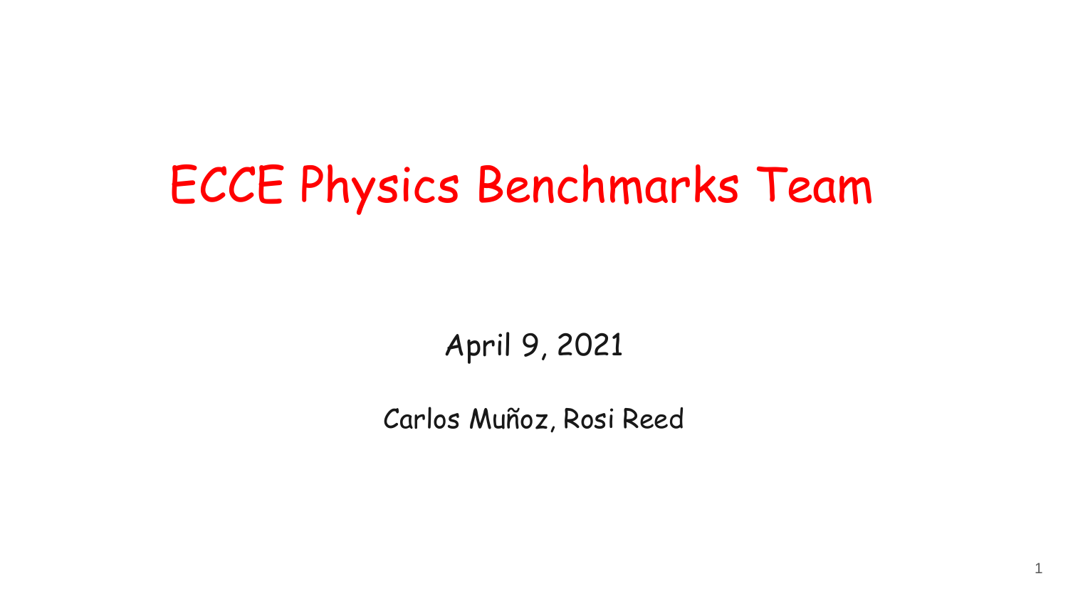# ECCE Physics Benchmarks Team

April 9, 2021

Carlos Muñoz, Rosi Reed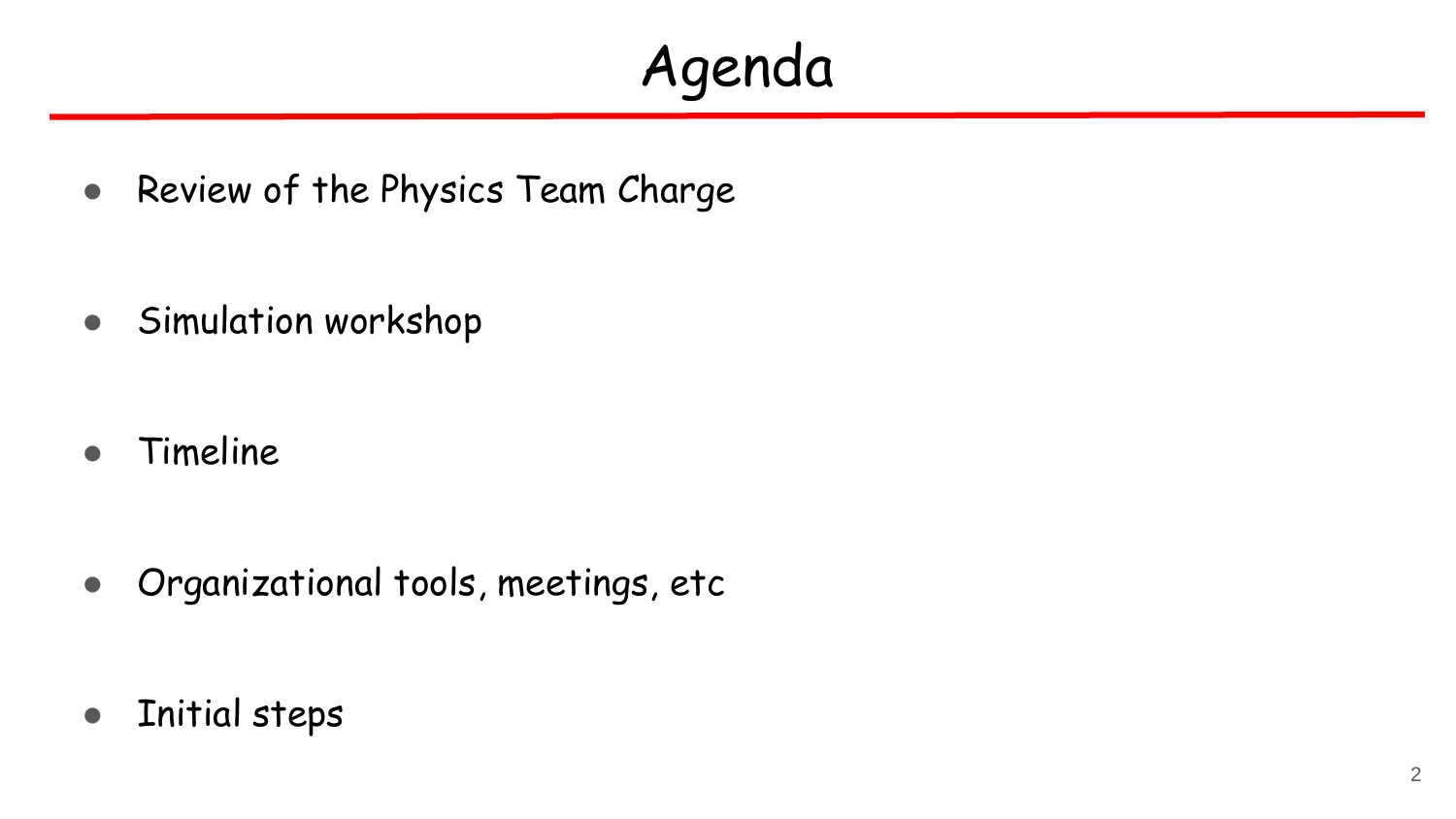# Agenda

- Review of the Physics Team Charge
- Simulation workshop
- Timeline
- Organizational tools, meetings, etc
- Initial steps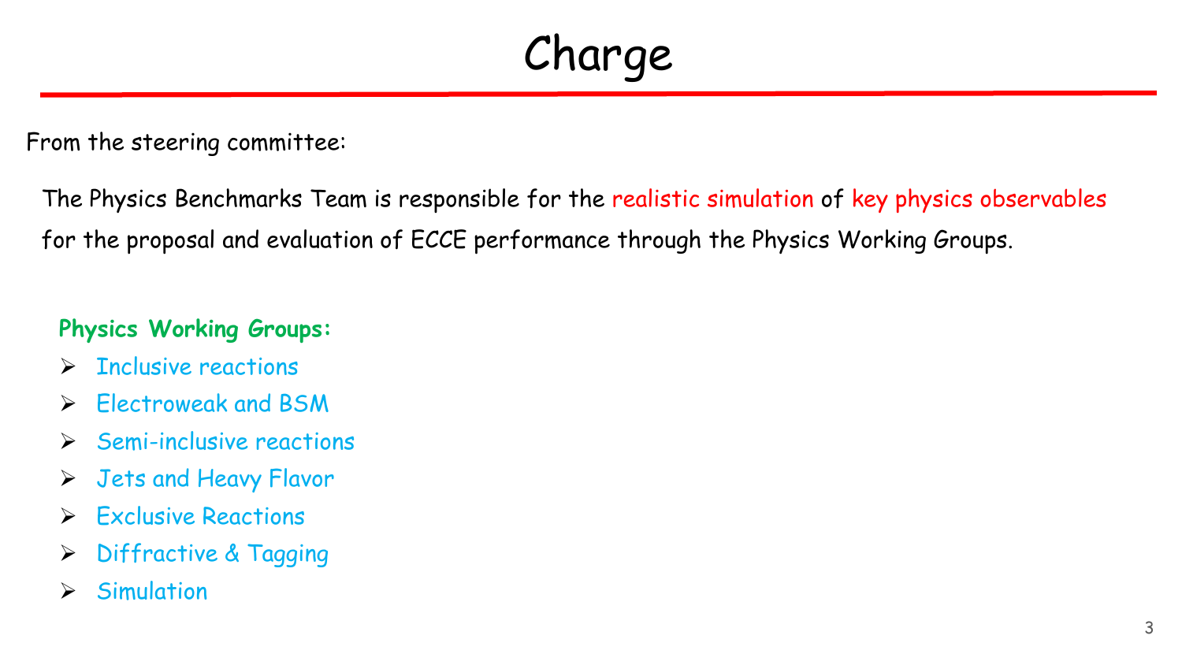# Charge

From the steering committee:

The Physics Benchmarks Team is responsible for the realistic simulation of key physics observables for the proposal and evaluation of ECCE performance through the Physics Working Groups.

**Physics Working Groups:**

- Inclusive reactions
- Electroweak and BSM
- Semi-inclusive reactions
- Jets and Heavy Flavor
- Exclusive Reactions
- Diffractive & Tagging
- Simulation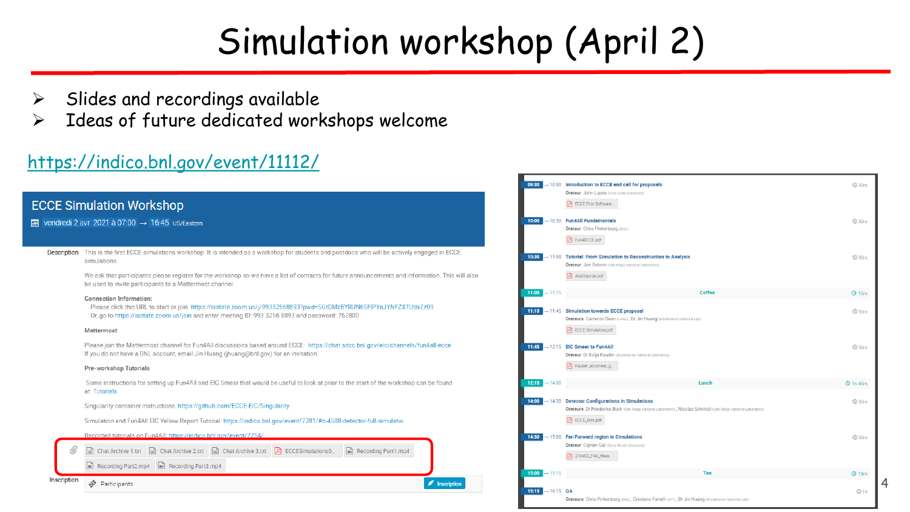# Simulation workshop (April 2)

- Slides and recordings available
- Ideas of future dedicated workshops welcome

https://indico.bnl.gov/event/11112/

## ECCE Simulation Workshop

vendredi 2 avr. 2021 à 07:00 → 16:45 US/Eastern

**Description**

This is the first ECCE simulations workshop. It is intended as a workshop for students and postdocs who will be actively engaged in ECCE simulations.

We ask that participants please register for the workshop so we have a list of contacts for future announcements and information. This will also be used to invite participants to a Mattermost channel.

**Connection Information:**

Please click this URL to start or join. https://iastate.zoom.us/j/99332568893?pwd=SGtDMzBYRUN6SFlPYnJYNFZXTUdxZz09

Or, go to https://iastate.zoom.us/join and enter meeting ID: 993 3256 8893 and password: 762800

**Mattermost**

Please join the Mattermost channel for Fun4All discussions based around ECCE: https://chat.sdcc.bnl.gov/eic/channels/fun4all-ecce

If you do not have a BNL account, email Jin Huang (jhuang@bnl.gov) for an invitation.

**Pre-workshop Tutorials**

Some instructions for setting up Fun4All and EIC Smear that would be useful to look at prior to the start of the workshop can be found at: Tutorials

Singularity container instructions: https://github.com/ECCE-EIC/Singularity

Simulation and Fun4All EIC Yellow Report Tutorial: https://indico.bnl.gov/event/7281/#b-4588-detector-full-simulatio

Recorded tutorials on Fun4All: https://indico.bnl.gov/event/7254/

Chat Archive 1.txt | Chat Archive 2.txt | Chat Archive 3.txt | ECCESimulations0... | Recording Part1.mp4 | Recording Part2.mp4 | Recording Part3.mp4

**Inscription**

Participants — Inscription

| Time | Session | Speaker | Material | Duration |
|---|---|---|---|---|
| 09:30 → 10:00 | Introduction to ECCE and call for proposals | Orateur: John Lajoie (Iowa State University) | ECCE First Software... | 30m |
| 10:00 → 10:30 | Fun4All Fundamentals | Orateur: Chris Pinkenburg (BNL) | Fun4ECCE.pdf | 30m |
| 10:30 → 11:00 | Tutorial: From Simulation to Reconstruction to Analysis | Orateur: Joe Osborn (Oak Ridge National Laboratory) | AnaTutorial.pdf | 30m |
| 11:00 → 11:15 | Coffee | | | 15m |
| 11:15 → 11:45 | Simulation towards ECCE proposal | Orateurs: Cameron Dean (LANL), Dr Jin Huang (Brookhaven National Lab) | ECCE Simulation.pdf | 30m |
| 11:45 → 12:15 | EIC Smear to Fun4All | Orateur: Dr Kolja Kauder (Brookhaven National Laboratory) | Kauder_eicsmear_g... | 30m |
| 12:15 → 14:00 | Lunch | | | 1h 45m |
| 14:00 → 14:30 | Detector Configurations in Simulations | Orateurs: Dr Friederike Bock (Oak Ridge National Laboratory), Nicolas Schmidt (Oak Ridge National Laboratory) | ECCE_Onl.pdf | 30m |
| 14:30 → 15:00 | Far-Forward region in Simulations | Orateur: Ciprian Gal (Stony Brook University) | 210402_F4A_hBea... | 30m |
| 15:00 → 15:15 | Tea | | | 15m |
| 15:15 → 16:15 | QA | Orateurs: Chris Pinkenburg (BNL), Cristiano Fanelli (MIT), Dr Jin Huang (Brookhaven National Lab) | | 1h |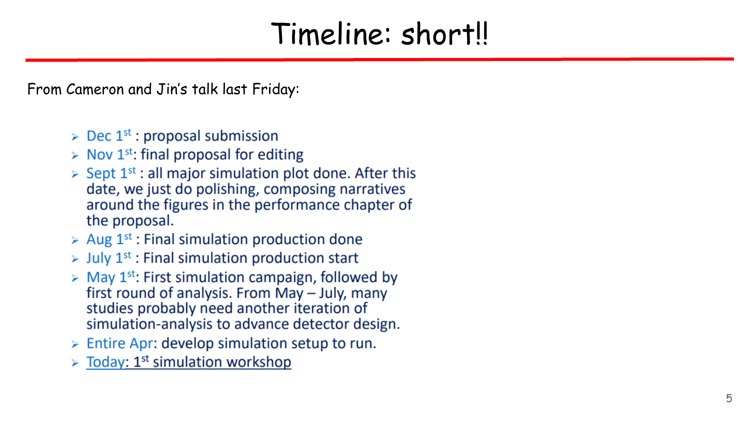# Timeline: short!!

From Cameron and Jin's talk last Friday:

- Dec 1st : proposal submission
- Nov 1st: final proposal for editing
- Sept 1st : all major simulation plot done. After this date, we just do polishing, composing narratives around the figures in the performance chapter of the proposal.
- Aug 1st : Final simulation production done
- July 1st : Final simulation production start
- May 1st: First simulation campaign, followed by first round of analysis. From May – July, many studies probably need another iteration of simulation-analysis to advance detector design.
- Entire Apr: develop simulation setup to run.
- Today: 1st simulation workshop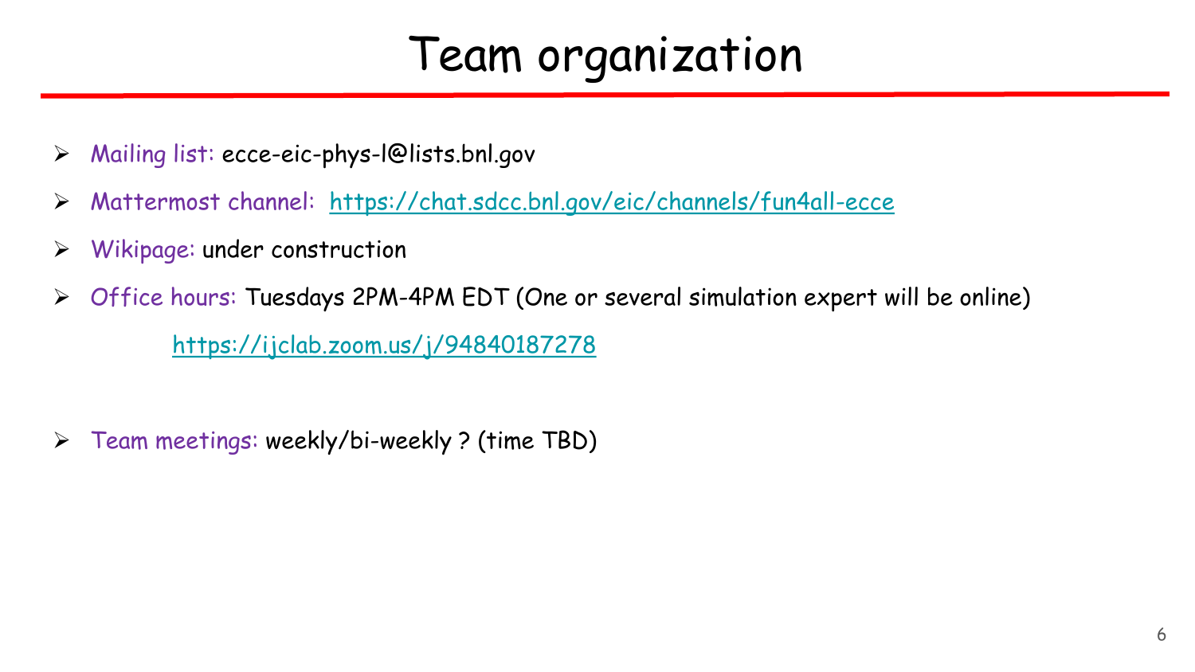# Team organization

- Mailing list: ecce-eic-phys-l@lists.bnl.gov
- Mattermost channel: https://chat.sdcc.bnl.gov/eic/channels/fun4all-ecce
- Wikipage: under construction
- Office hours: Tuesdays 2PM-4PM EDT (One or several simulation expert will be online)

  https://ijclab.zoom.us/j/94840187278

- Team meetings: weekly/bi-weekly ? (time TBD)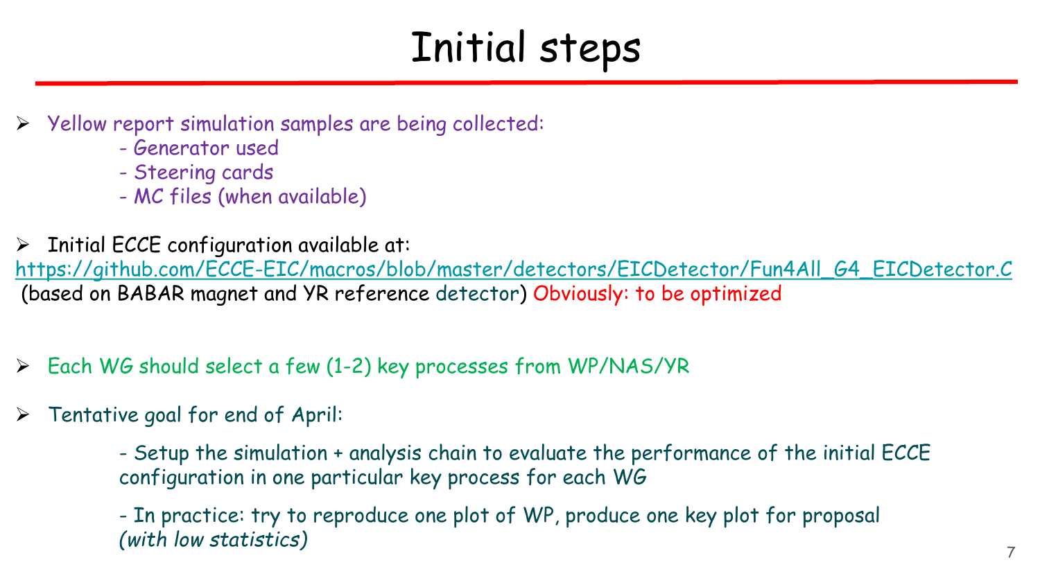# Initial steps

- Yellow report simulation samples are being collected:
  - Generator used
  - Steering cards
  - MC files (when available)

- Initial ECCE configuration available at:
  https://github.com/ECCE-EIC/macros/blob/master/detectors/EICDetector/Fun4All_G4_EICDetector.C
  (based on BABAR magnet and YR reference detector) Obviously: to be optimized

- Each WG should select a few (1-2) key processes from WP/NAS/YR

- Tentative goal for end of April:
  - Setup the simulation + analysis chain to evaluate the performance of the initial ECCE configuration in one particular key process for each WG
  - In practice: try to reproduce one plot of WP, produce one key plot for proposal *(with low statistics)*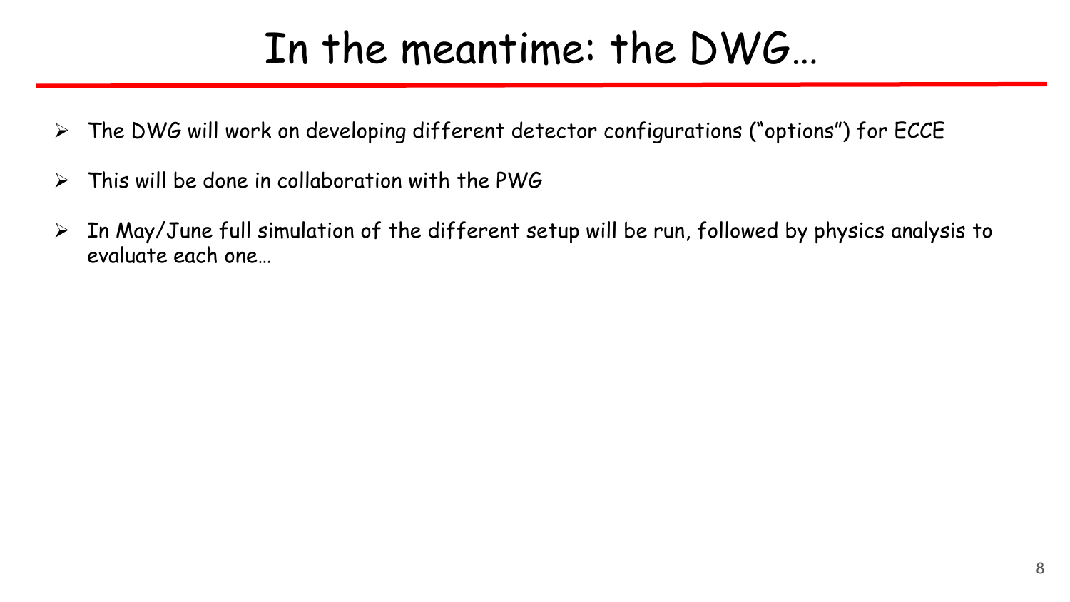# In the meantime: the DWG…

- The DWG will work on developing different detector configurations ("options") for ECCE
- This will be done in collaboration with the PWG
- In May/June full simulation of the different setup will be run, followed by physics analysis to evaluate each one…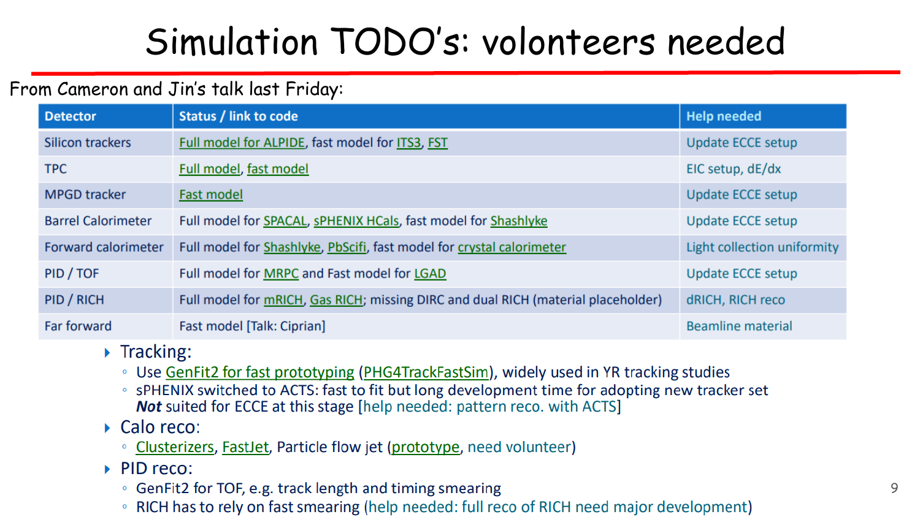# Simulation TODO's: volonteers needed

From Cameron and Jin's talk last Friday:

| Detector | Status / link to code | Help needed |
|---|---|---|
| Silicon trackers | Full model for ALPIDE, fast model for ITS3, FST | Update ECCE setup |
| TPC | Full model, fast model | EIC setup, dE/dx |
| MPGD tracker | Fast model | Update ECCE setup |
| Barrel Calorimeter | Full model for SPACAL, sPHENIX HCals, fast model for Shashlyke | Update ECCE setup |
| Forward calorimeter | Full model for Shashlyke, PbScifi, fast model for crystal calorimeter | Light collection uniformity |
| PID / TOF | Full model for MRPC and Fast model for LGAD | Update ECCE setup |
| PID / RICH | Full model for mRICH, Gas RICH; missing DIRC and dual RICH (material placeholder) | dRICH, RICH reco |
| Far forward | Fast model [Talk: Ciprian] | Beamline material |

- Tracking:
  - Use GenFit2 for fast prototyping (PHG4TrackFastSim), widely used in YR tracking studies
  - sPHENIX switched to ACTS: fast to fit but long development time for adopting new tracker set ***Not*** suited for ECCE at this stage [help needed: pattern reco. with ACTS]
- Calo reco:
  - Clusterizers, FastJet, Particle flow jet (prototype, need volunteer)
- PID reco:
  - GenFit2 for TOF, e.g. track length and timing smearing
  - RICH has to rely on fast smearing (help needed: full reco of RICH need major development)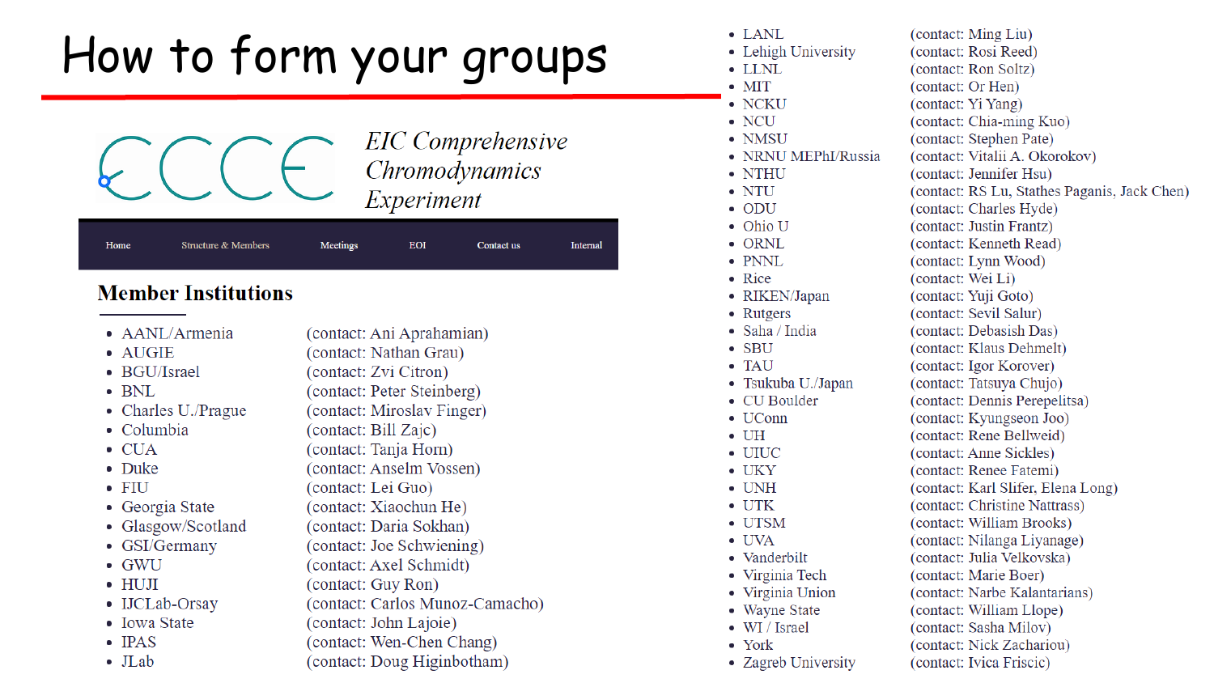# How to form your groups

*EIC Comprehensive Chromodynamics Experiment*

Home | Structure & Members | Meetings | EOI | Contact us | Internal

## Member Institutions

- AANL/Armenia (contact: Ani Aprahamian)
- AUGIE (contact: Nathan Grau)
- BGU/Israel (contact: Zvi Citron)
- BNL (contact: Peter Steinberg)
- Charles U./Prague (contact: Miroslav Finger)
- Columbia (contact: Bill Zajc)
- CUA (contact: Tanja Horn)
- Duke (contact: Anselm Vossen)
- FIU (contact: Lei Guo)
- Georgia State (contact: Xiaochun He)
- Glasgow/Scotland (contact: Daria Sokhan)
- GSI/Germany (contact: Joe Schwiening)
- GWU (contact: Axel Schmidt)
- HUJI (contact: Guy Ron)
- IJCLab-Orsay (contact: Carlos Munoz-Camacho)
- Iowa State (contact: John Lajoie)
- IPAS (contact: Wen-Chen Chang)
- JLab (contact: Doug Higinbotham)
- LANL (contact: Ming Liu)
- Lehigh University (contact: Rosi Reed)
- LLNL (contact: Ron Soltz)
- MIT (contact: Or Hen)
- NCKU (contact: Yi Yang)
- NCU (contact: Chia-ming Kuo)
- NMSU (contact: Stephen Pate)
- NRNU MEPhI/Russia (contact: Vitalii A. Okorokov)
- NTHU (contact: Jennifer Hsu)
- NTU (contact: RS Lu, Stathes Paganis, Jack Chen)
- ODU (contact: Charles Hyde)
- Ohio U (contact: Justin Frantz)
- ORNL (contact: Kenneth Read)
- PNNL (contact: Lynn Wood)
- Rice (contact: Wei Li)
- RIKEN/Japan (contact: Yuji Goto)
- Rutgers (contact: Sevil Salur)
- Saha / India (contact: Debasish Das)
- SBU (contact: Klaus Dehmelt)
- TAU (contact: Igor Korover)
- Tsukuba U./Japan (contact: Tatsuya Chujo)
- CU Boulder (contact: Dennis Perepelitsa)
- UConn (contact: Kyungseon Joo)
- UH (contact: Rene Bellweid)
- UIUC (contact: Anne Sickles)
- UKY (contact: Renee Fatemi)
- UNH (contact: Karl Slifer, Elena Long)
- UTK (contact: Christine Nattrass)
- UTSM (contact: William Brooks)
- UVA (contact: Nilanga Liyanage)
- Vanderbilt (contact: Julia Velkovska)
- Virginia Tech (contact: Marie Boer)
- Virginia Union (contact: Narbe Kalantarians)
- Wayne State (contact: William Llope)
- WI / Israel (contact: Sasha Milov)
- York (contact: Nick Zachariou)
- Zagreb University (contact: Ivica Friscic)